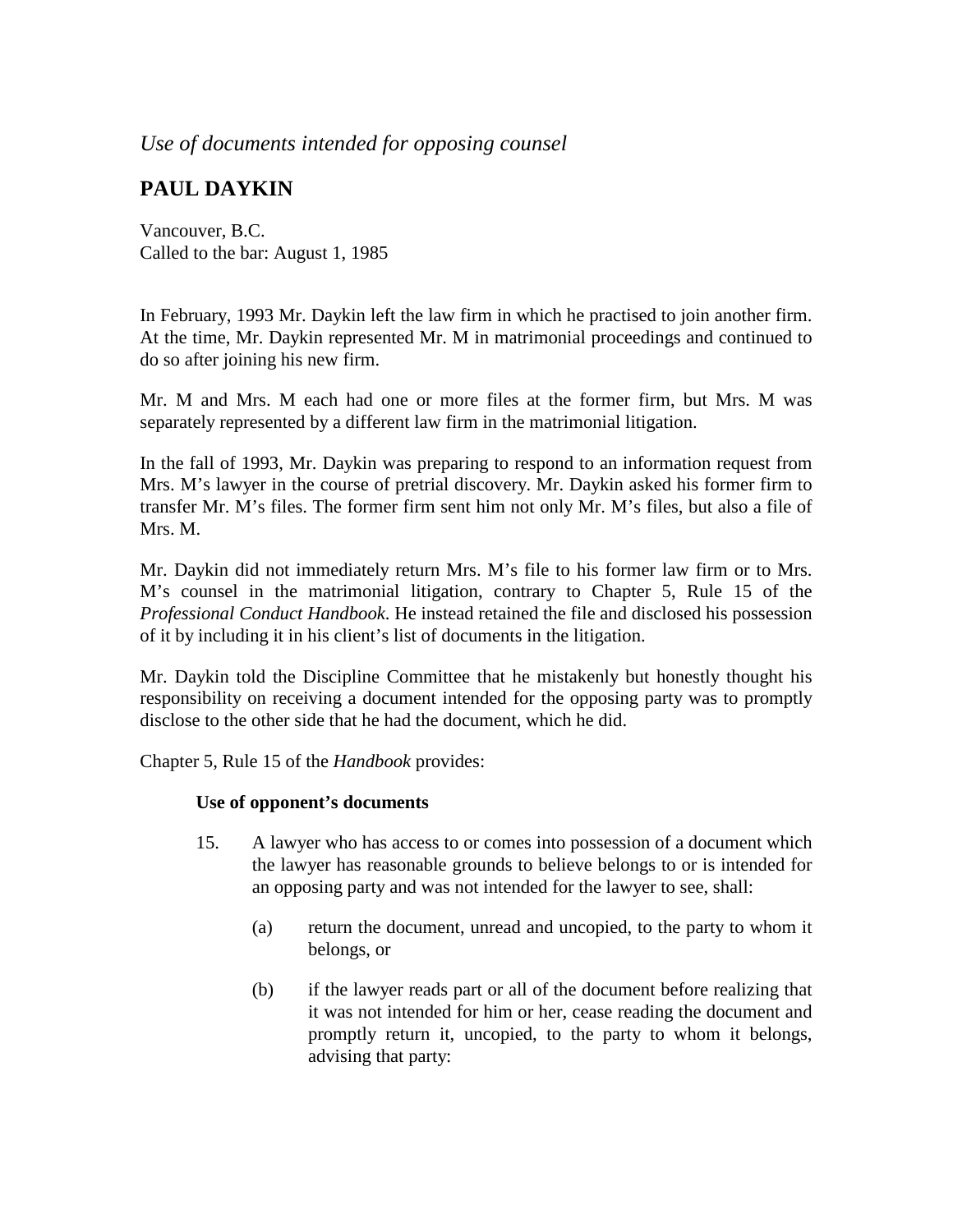*Use of documents intended for opposing counsel*

## PAUL DAYKIN

Vancouver, B.C.
Called to the bar: August 1, 1985

In February, 1993 Mr. Daykin left the law firm in which he practised to join another firm. At the time, Mr. Daykin represented Mr. M in matrimonial proceedings and continued to do so after joining his new firm.

Mr. M and Mrs. M each had one or more files at the former firm, but Mrs. M was separately represented by a different law firm in the matrimonial litigation.

In the fall of 1993, Mr. Daykin was preparing to respond to an information request from Mrs. M's lawyer in the course of pretrial discovery. Mr. Daykin asked his former firm to transfer Mr. M's files. The former firm sent him not only Mr. M's files, but also a file of Mrs. M.

Mr. Daykin did not immediately return Mrs. M's file to his former law firm or to Mrs. M's counsel in the matrimonial litigation, contrary to Chapter 5, Rule 15 of the *Professional Conduct Handbook*. He instead retained the file and disclosed his possession of it by including it in his client's list of documents in the litigation.

Mr. Daykin told the Discipline Committee that he mistakenly but honestly thought his responsibility on receiving a document intended for the opposing party was to promptly disclose to the other side that he had the document, which he did.

Chapter 5, Rule 15 of the *Handbook* provides:

> **Use of opponent's documents**
>
> 15. A lawyer who has access to or comes into possession of a document which the lawyer has reasonable grounds to believe belongs to or is intended for an opposing party and was not intended for the lawyer to see, shall:
>
>     (a) return the document, unread and uncopied, to the party to whom it belongs, or
>
>     (b) if the lawyer reads part or all of the document before realizing that it was not intended for him or her, cease reading the document and promptly return it, uncopied, to the party to whom it belongs, advising that party: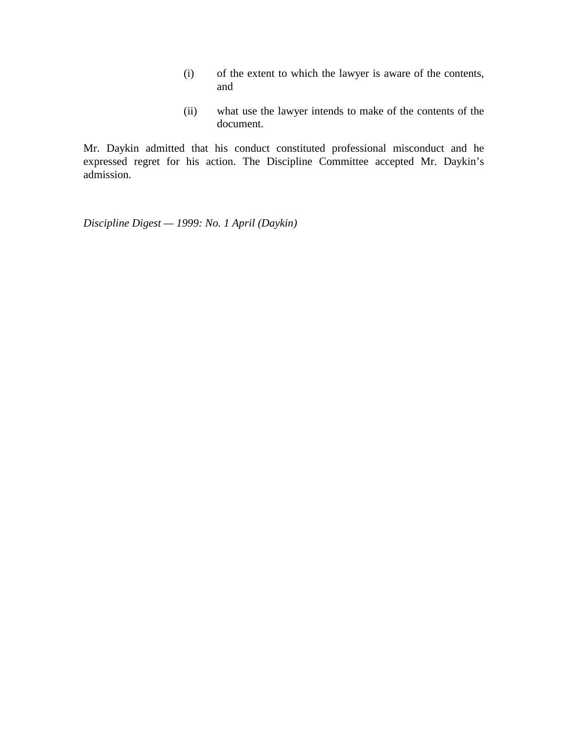(i) of the extent to which the lawyer is aware of the contents, and

(ii) what use the lawyer intends to make of the contents of the document.

Mr. Daykin admitted that his conduct constituted professional misconduct and he expressed regret for his action. The Discipline Committee accepted Mr. Daykin's admission.

*Discipline Digest — 1999: No. 1 April (Daykin)*